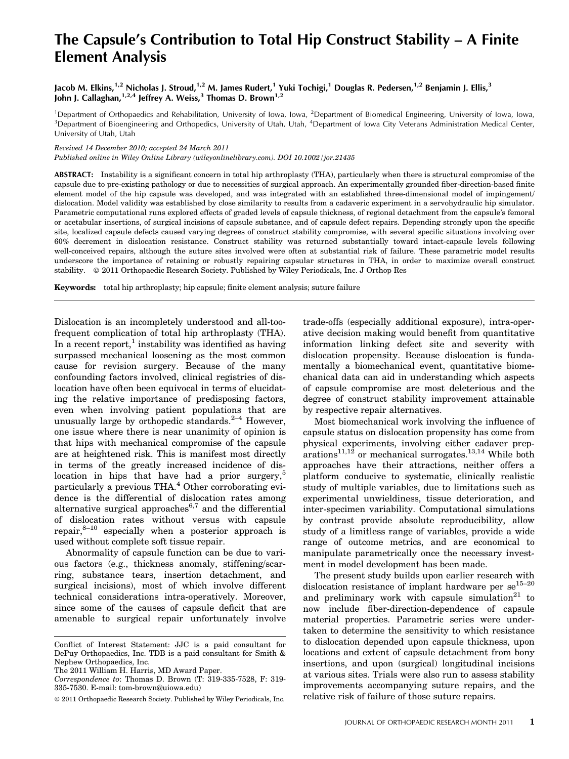# The Capsule's Contribution to Total Hip Construct Stability – A Finite Element Analysis

**Jacob M. Elkins,[1,2] Nicholas J. Stroud,[1,2] M. James Rudert,[1] Yuki Tochigi,[1] Douglas R. Pedersen,[1,2] Benjamin J. Ellis,[3] John J. Callaghan,[1,2,4] Jeffrey A. Weiss,[3] Thomas D. Brown[1,2]**

[1]Department of Orthopaedics and Rehabilitation, University of Iowa, Iowa, [2]Department of Biomedical Engineering, University of Iowa, Iowa, [3]Department of Bioengineering and Orthopedics, University of Utah, Utah, [4]Department of Iowa City Veterans Administration Medical Center, University of Utah, Utah

*Received 14 December 2010; accepted 24 March 2011*
*Published online in Wiley Online Library (wileyonlinelibrary.com). DOI 10.1002/jor.21435*

**ABSTRACT:** Instability is a significant concern in total hip arthroplasty (THA), particularly when there is structural compromise of the capsule due to pre-existing pathology or due to necessities of surgical approach. An experimentally grounded fiber-direction-based finite element model of the hip capsule was developed, and was integrated with an established three-dimensional model of impingement/dislocation. Model validity was established by close similarity to results from a cadaveric experiment in a servohydraulic hip simulator. Parametric computational runs explored effects of graded levels of capsule thickness, of regional detachment from the capsule's femoral or acetabular insertions, of surgical incisions of capsule substance, and of capsule defect repairs. Depending strongly upon the specific site, localized capsule defects caused varying degrees of construct stability compromise, with several specific situations involving over 60% decrement in dislocation resistance. Construct stability was returned substantially toward intact-capsule levels following well-conceived repairs, although the suture sites involved were often at substantial risk of failure. These parametric model results underscore the importance of retaining or robustly repairing capsular structures in THA, in order to maximize overall construct stability. © 2011 Orthopaedic Research Society. Published by Wiley Periodicals, Inc. J Orthop Res

**Keywords:** total hip arthroplasty; hip capsule; finite element analysis; suture failure

Dislocation is an incompletely understood and all-too-frequent complication of total hip arthroplasty (THA). In a recent report,[1] instability was identified as having surpassed mechanical loosening as the most common cause for revision surgery. Because of the many confounding factors involved, clinical registries of dislocation have often been equivocal in terms of elucidating the relative importance of predisposing factors, even when involving patient populations that are unusually large by orthopedic standards.[2–4] However, one issue where there is near unanimity of opinion is that hips with mechanical compromise of the capsule are at heightened risk. This is manifest most directly in terms of the greatly increased incidence of dislocation in hips that have had a prior surgery,[5] particularly a previous THA.[4] Other corroborating evidence is the differential of dislocation rates among alternative surgical approaches[6,7] and the differential of dislocation rates without versus with capsule repair,[8–10] especially when a posterior approach is used without complete soft tissue repair.

Abnormality of capsule function can be due to various factors (e.g., thickness anomaly, stiffening/scarring, substance tears, insertion detachment, and surgical incisions), most of which involve different technical considerations intra-operatively. Moreover, since some of the causes of capsule deficit that are amenable to surgical repair unfortunately involve trade-offs (especially additional exposure), intra-operative decision making would benefit from quantitative information linking defect site and severity with dislocation propensity. Because dislocation is fundamentally a biomechanical event, quantitative biomechanical data can aid in understanding which aspects of capsule compromise are most deleterious and the degree of construct stability improvement attainable by respective repair alternatives.

Most biomechanical work involving the influence of capsule status on dislocation propensity has come from physical experiments, involving either cadaver preparations[11,12] or mechanical surrogates.[13,14] While both approaches have their attractions, neither offers a platform conducive to systematic, clinically realistic study of multiple variables, due to limitations such as experimental unwieldiness, tissue deterioration, and inter-specimen variability. Computational simulations by contrast provide absolute reproducibility, allow study of a limitless range of variables, provide a wide range of outcome metrics, and are economical to manipulate parametrically once the necessary investment in model development has been made.

The present study builds upon earlier research with dislocation resistance of implant hardware per se[15–20] and preliminary work with capsule simulation[21] to now include fiber-direction-dependence of capsule material properties. Parametric series were undertaken to determine the sensitivity to which resistance to dislocation depended upon capsule thickness, upon locations and extent of capsule detachment from bony insertions, and upon (surgical) longitudinal incisions at various sites. Trials were also run to assess stability improvements accompanying suture repairs, and the relative risk of failure of those suture repairs.

Conflict of Interest Statement: JJC is a paid consultant for DePuy Orthopaedics, Inc. TDB is a paid consultant for Smith & Nephew Orthopaedics, Inc.

The 2011 William H. Harris, MD Award Paper.

*Correspondence to*: Thomas D. Brown (T: 319-335-7528, F: 319-335-7530. E-mail: tom-brown@uiowa.edu)

© 2011 Orthopaedic Research Society. Published by Wiley Periodicals, Inc.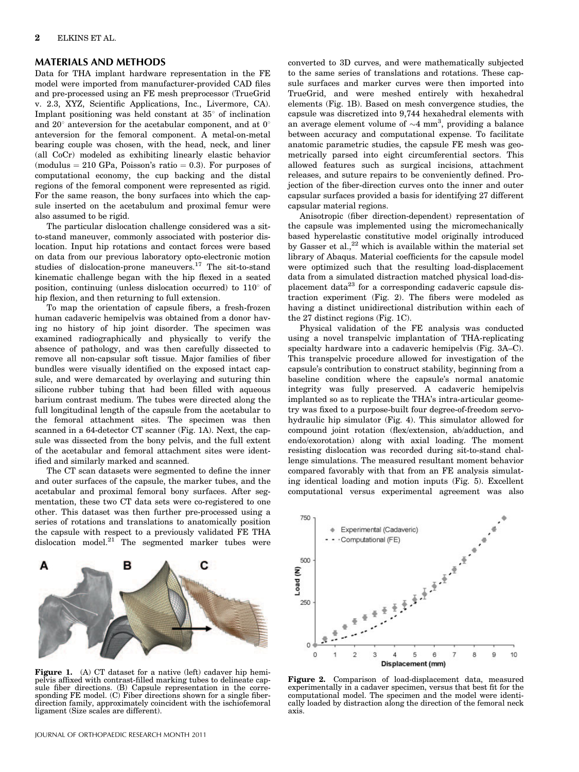## MATERIALS AND METHODS

Data for THA implant hardware representation in the FE model were imported from manufacturer-provided CAD files and pre-processed using an FE mesh preprocessor (TrueGrid v. 2.3, XYZ, Scientific Applications, Inc., Livermore, CA). Implant positioning was held constant at 35° of inclination and 20° anteversion for the acetabular component, and at 0° anteversion for the femoral component. A metal-on-metal bearing couple was chosen, with the head, neck, and liner (all CoCr) modeled as exhibiting linearly elastic behavior (modulus = 210 GPa, Poisson's ratio = 0.3). For purposes of computational economy, the cup backing and the distal regions of the femoral component were represented as rigid. For the same reason, the bony surfaces into which the capsule inserted on the acetabulum and proximal femur were also assumed to be rigid.

The particular dislocation challenge considered was a sit-to-stand maneuver, commonly associated with posterior dislocation. Input hip rotations and contact forces were based on data from our previous laboratory opto-electronic motion studies of dislocation-prone maneuvers.[17] The sit-to-stand kinematic challenge began with the hip flexed in a seated position, continuing (unless dislocation occurred) to 110° of hip flexion, and then returning to full extension.

To map the orientation of capsule fibers, a fresh-frozen human cadaveric hemipelvis was obtained from a donor having no history of hip joint disorder. The specimen was examined radiographically and physically to verify the absence of pathology, and was then carefully dissected to remove all non-capsular soft tissue. Major families of fiber bundles were visually identified on the exposed intact capsule, and were demarcated by overlaying and suturing thin silicone rubber tubing that had been filled with aqueous barium contrast medium. The tubes were directed along the full longitudinal length of the capsule from the acetabular to the femoral attachment sites. The specimen was then scanned in a 64-detector CT scanner (Fig. 1A). Next, the capsule was dissected from the bony pelvis, and the full extent of the acetabular and femoral attachment sites were identified and similarly marked and scanned.

The CT scan datasets were segmented to define the inner and outer surfaces of the capsule, the marker tubes, and the acetabular and proximal femoral bony surfaces. After segmentation, these two CT data sets were co-registered to one other. This dataset was then further pre-processed using a series of rotations and translations to anatomically position the capsule with respect to a previously validated FE THA dislocation model.[21] The segmented marker tubes were converted to 3D curves, and were mathematically subjected to the same series of translations and rotations. These capsule surfaces and marker curves were then imported into TrueGrid, and were meshed entirely with hexahedral elements (Fig. 1B). Based on mesh convergence studies, the capsule was discretized into 9,744 hexahedral elements with an average element volume of ~4 mm$^3$, providing a balance between accuracy and computational expense. To facilitate anatomic parametric studies, the capsule FE mesh was geometrically parsed into eight circumferential sectors. This allowed features such as surgical incisions, attachment releases, and suture repairs to be conveniently defined. Projection of the fiber-direction curves onto the inner and outer capsular surfaces provided a basis for identifying 27 different capsular material regions.

Figure 1. (A) CT dataset for a native (left) cadaver hip hemipelvis affixed with contrast-filled marking tubes to delineate capsule fiber directions. (B) Capsule representation in the corresponding FE model. (C) Fiber directions shown for a single fiber-direction family, approximately coincident with the ischiofemoral ligament (Size scales are different).

Anisotropic (fiber direction-dependent) representation of the capsule was implemented using the micromechanically based hyperelastic constitutive model originally introduced by Gasser et al.,[22] which is available within the material set library of Abaqus. Material coefficients for the capsule model were optimized such that the resulting load-displacement data from a simulated distraction matched physical load-displacement data[23] for a corresponding cadaveric capsule distraction experiment (Fig. 2). The fibers were modeled as having a distinct unidirectional distribution within each of the 27 distinct regions (Fig. 1C).

Physical validation of the FE analysis was conducted using a novel transpelvic implantation of THA-replicating specialty hardware into a cadaveric hemipelvis (Fig. 3A–C). This transpelvic procedure allowed for investigation of the capsule's contribution to construct stability, beginning from a baseline condition where the capsule's normal anatomic integrity was fully preserved. A cadaveric hemipelvis implanted so as to replicate the THA's intra-articular geometry was fixed to a purpose-built four degree-of-freedom servohydraulic hip simulator (Fig. 4). This simulator allowed for compound joint rotation (flex/extension, ab/adduction, and endo/exorotation) along with axial loading. The moment resisting dislocation was recorded during sit-to-stand challenge simulations. The measured resultant moment behavior compared favorably with that from an FE analysis simulating identical loading and motion inputs (Fig. 5). Excellent computational versus experimental agreement was also

Figure 2. Comparison of load-displacement data, measured experimentally in a cadaver specimen, versus that best fit for the computational model. The specimen and the model were identically loaded by distraction along the direction of the femoral neck axis.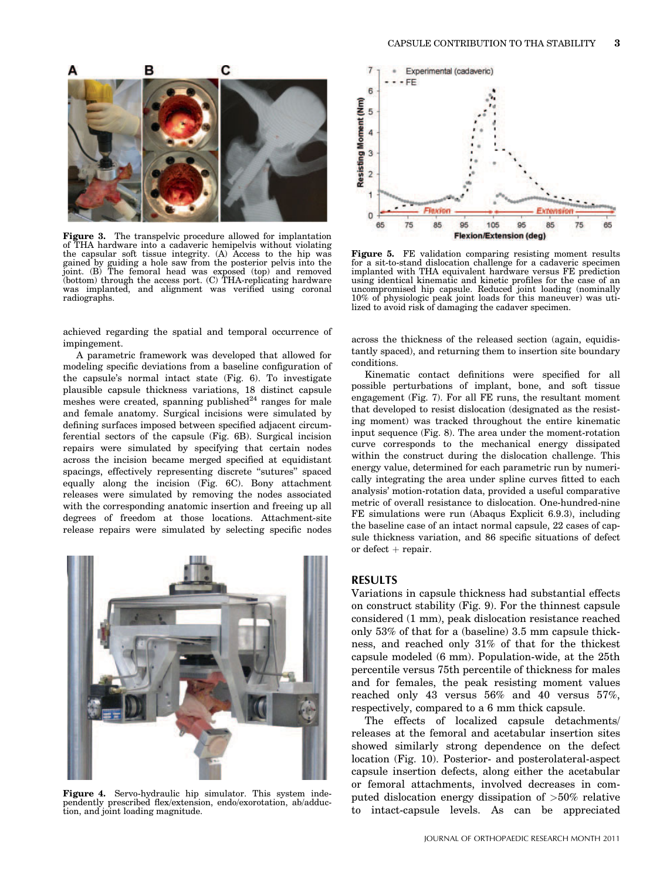**Figure 3.** The transpelvic procedure allowed for implantation of THA hardware into a cadaveric hemipelvis without violating the capsular soft tissue integrity. (A) Access to the hip was gained by guiding a hole saw from the posterior pelvis into the joint. (B) The femoral head was exposed (top) and removed (bottom) through the access port. (C) THA-replicating hardware was implanted, and alignment was verified using coronal radiographs.

**Figure 5.** FE validation comparing resisting moment results for a sit-to-stand dislocation challenge for a cadaveric specimen implanted with THA equivalent hardware versus FE prediction using identical kinematic and kinetic profiles for the case of an uncompromised hip capsule. Reduced joint loading (nominally 10% of physiologic peak joint loads for this maneuver) was utilized to avoid risk of damaging the cadaver specimen.

achieved regarding the spatial and temporal occurrence of impingement.

A parametric framework was developed that allowed for modeling specific deviations from a baseline configuration of the capsule's normal intact state (Fig. 6). To investigate plausible capsule thickness variations, 18 distinct capsule meshes were created, spanning published[24] ranges for male and female anatomy. Surgical incisions were simulated by defining surfaces imposed between specified adjacent circumferential sectors of the capsule (Fig. 6B). Surgical incision repairs were simulated by specifying that certain nodes across the incision became merged specified at equidistant spacings, effectively representing discrete "sutures" spaced equally along the incision (Fig. 6C). Bony attachment releases were simulated by removing the nodes associated with the corresponding anatomic insertion and freeing up all degrees of freedom at those locations. Attachment-site release repairs were simulated by selecting specific nodes across the thickness of the released section (again, equidistantly spaced), and returning them to insertion site boundary conditions.

Kinematic contact definitions were specified for all possible perturbations of implant, bone, and soft tissue engagement (Fig. 7). For all FE runs, the resultant moment that developed to resist dislocation (designated as the resisting moment) was tracked throughout the entire kinematic input sequence (Fig. 8). The area under the moment-rotation curve corresponds to the mechanical energy dissipated within the construct during the dislocation challenge. This energy value, determined for each parametric run by numerically integrating the area under spline curves fitted to each analysis' motion-rotation data, provided a useful comparative metric of overall resistance to dislocation. One-hundred-nine FE simulations were run (Abaqus Explicit 6.9.3), including the baseline case of an intact normal capsule, 22 cases of capsule thickness variation, and 86 specific situations of defect or defect + repair.

**Figure 4.** Servo-hydraulic hip simulator. This system independently prescribed flex/extension, endo/exorotation, ab/adduction, and joint loading magnitude.

## RESULTS

Variations in capsule thickness had substantial effects on construct stability (Fig. 9). For the thinnest capsule considered (1 mm), peak dislocation resistance reached only 53% of that for a (baseline) 3.5 mm capsule thickness, and reached only 31% of that for the thickest capsule modeled (6 mm). Population-wide, at the 25th percentile versus 75th percentile of thickness for males and for females, the peak resisting moment values reached only 43 versus 56% and 40 versus 57%, respectively, compared to a 6 mm thick capsule.

The effects of localized capsule detachments/releases at the femoral and acetabular insertion sites showed similarly strong dependence on the defect location (Fig. 10). Posterior- and posterolateral-aspect capsule insertion defects, along either the acetabular or femoral attachments, involved decreases in computed dislocation energy dissipation of >50% relative to intact-capsule levels. As can be appreciated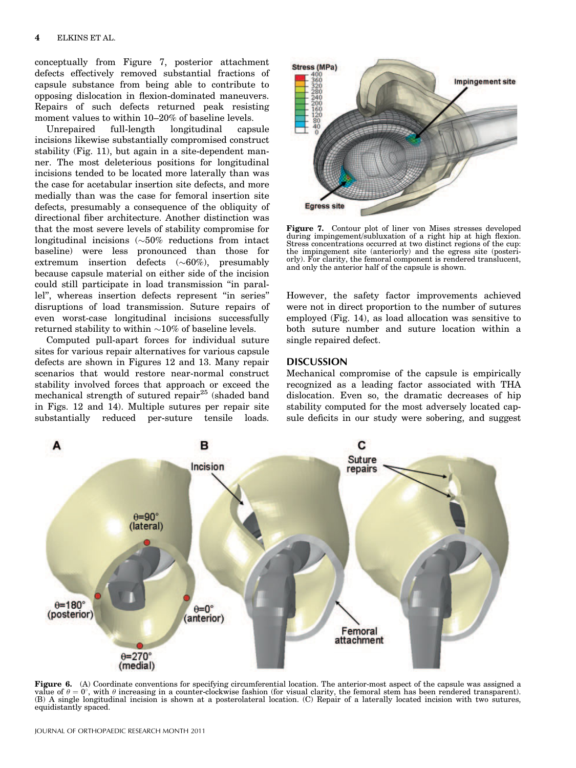conceptually from Figure 7, posterior attachment defects effectively removed substantial fractions of capsule substance from being able to contribute to opposing dislocation in flexion-dominated maneuvers. Repairs of such defects returned peak resisting moment values to within 10–20% of baseline levels.

Unrepaired full-length longitudinal capsule incisions likewise substantially compromised construct stability (Fig. 11), but again in a site-dependent manner. The most deleterious positions for longitudinal incisions tended to be located more laterally than was the case for acetabular insertion site defects, and more medially than was the case for femoral insertion site defects, presumably a consequence of the obliquity of directional fiber architecture. Another distinction was that the most severe levels of stability compromise for longitudinal incisions (~50% reductions from intact baseline) were less pronounced than those for extremum insertion defects (~60%), presumably because capsule material on either side of the incision could still participate in load transmission "in parallel", whereas insertion defects represent "in series" disruptions of load transmission. Suture repairs of even worst-case longitudinal incisions successfully returned stability to within ~10% of baseline levels.

Computed pull-apart forces for individual suture sites for various repair alternatives for various capsule defects are shown in Figures 12 and 13. Many repair scenarios that would restore near-normal construct stability involved forces that approach or exceed the mechanical strength of sutured repair[25] (shaded band in Figs. 12 and 14). Multiple sutures per repair site substantially reduced per-suture tensile loads. However, the safety factor improvements achieved were not in direct proportion to the number of sutures employed (Fig. 14), as load allocation was sensitive to both suture number and suture location within a single repaired defect.

**Figure 7.** Contour plot of liner von Mises stresses developed during impingement/subluxation of a right hip at high flexion. Stress concentrations occurred at two distinct regions of the cup: the impingement site (anteriorly) and the egress site (posteriorly). For clarity, the femoral component is rendered translucent, and only the anterior half of the capsule is shown.

## DISCUSSION

Mechanical compromise of the capsule is empirically recognized as a leading factor associated with THA dislocation. Even so, the dramatic decreases of hip stability computed for the most adversely located capsule deficits in our study were sobering, and suggest

**Figure 6.** (A) Coordinate conventions for specifying circumferential location. The anterior-most aspect of the capsule was assigned a value of $\theta = 0^{\circ}$, with $\theta$ increasing in a counter-clockwise fashion (for visual clarity, the femoral stem has been rendered transparent). (B) A single longitudinal incision is shown at a posterolateral location. (C) Repair of a laterally located incision with two sutures, equidistantly spaced.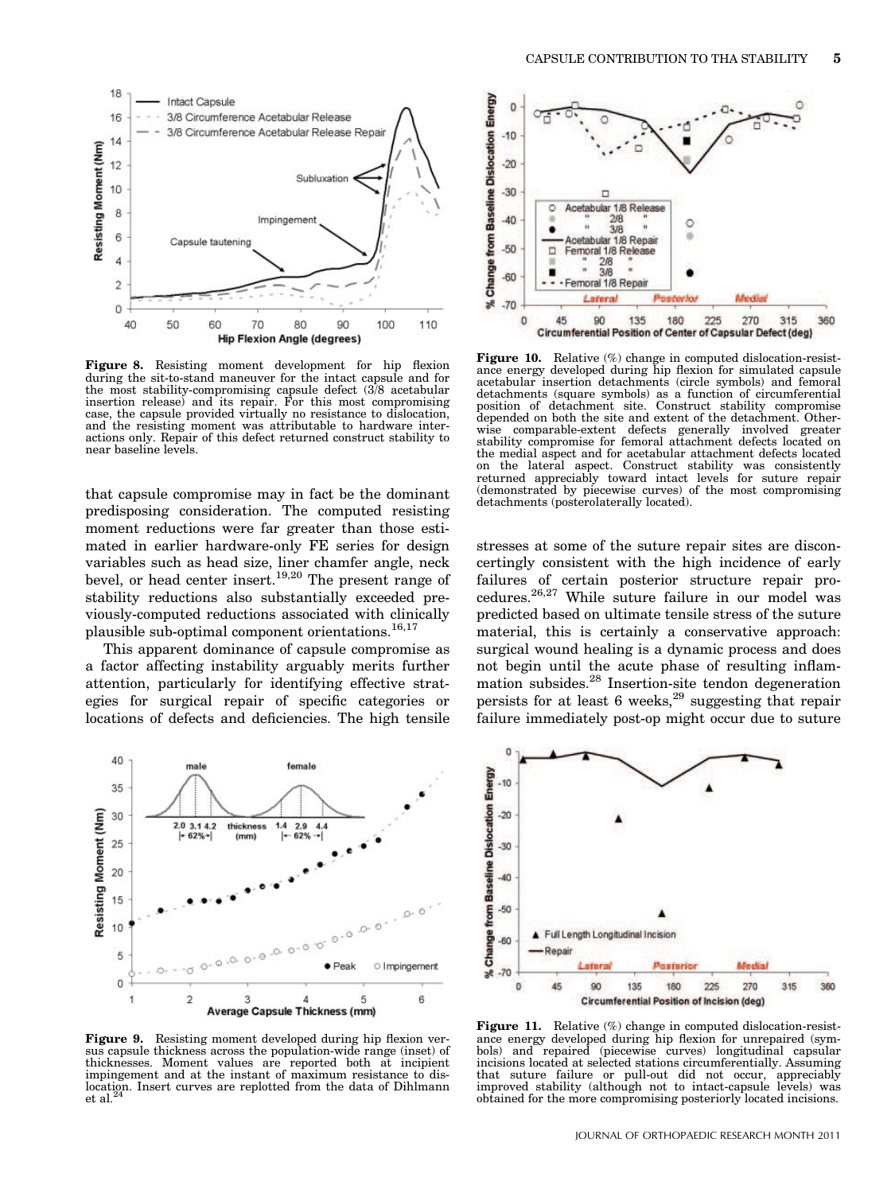**Figure 8.** Resisting moment development for hip flexion during the sit-to-stand maneuver for the intact capsule and for the most stability-compromising capsule defect (3/8 acetabular insertion release) and its repair. For this most compromising case, the capsule provided virtually no resistance to dislocation, and the resisting moment was attributable to hardware interactions only. Repair of this defect returned construct stability to near baseline levels.

**Figure 10.** Relative (%) change in computed dislocation-resistance energy developed during hip flexion for simulated capsule acetabular insertion detachments (circle symbols) and femoral detachments (square symbols) as a function of circumferential position of detachment site. Construct stability compromise depended on both the site and extent of the detachment. Otherwise comparable-extent defects generally involved greater stability compromise for femoral attachment defects located on the medial aspect and for acetabular attachment defects located on the lateral aspect. Construct stability was consistently returned appreciably toward intact levels for suture repair (demonstrated by piecewise curves) of the most compromising detachments (posterolaterally located).

that capsule compromise may in fact be the dominant predisposing consideration. The computed resisting moment reductions were far greater than those estimated in earlier hardware-only FE series for design variables such as head size, liner chamfer angle, neck bevel, or head center insert.[19,20] The present range of stability reductions also substantially exceeded previously-computed reductions associated with clinically plausible sub-optimal component orientations.[16,17]

This apparent dominance of capsule compromise as a factor affecting instability arguably merits further attention, particularly for identifying effective strategies for surgical repair of specific categories or locations of defects and deficiencies. The high tensile stresses at some of the suture repair sites are disconcertingly consistent with the high incidence of early failures of certain posterior structure repair procedures.[26,27] While suture failure in our model was predicted based on ultimate tensile stress of the suture material, this is certainly a conservative approach: surgical wound healing is a dynamic process and does not begin until the acute phase of resulting inflammation subsides.[28] Insertion-site tendon degeneration persists for at least 6 weeks,[29] suggesting that repair failure immediately post-op might occur due to suture

**Figure 9.** Resisting moment developed during hip flexion versus capsule thickness across the population-wide range (inset) of thicknesses. Moment values are reported both at incipient impingement and at the instant of maximum resistance to dislocation. Insert curves are replotted from the data of Dihlmann et al.[24]

**Figure 11.** Relative (%) change in computed dislocation-resistance energy developed during hip flexion for unrepaired (symbols) and repaired (piecewise curves) longitudinal capsular incisions located at selected stations circumferentially. Assuming that suture failure or pull-out did not occur, appreciably improved stability (although not to intact-capsule levels) was obtained for the more compromising posteriorly located incisions.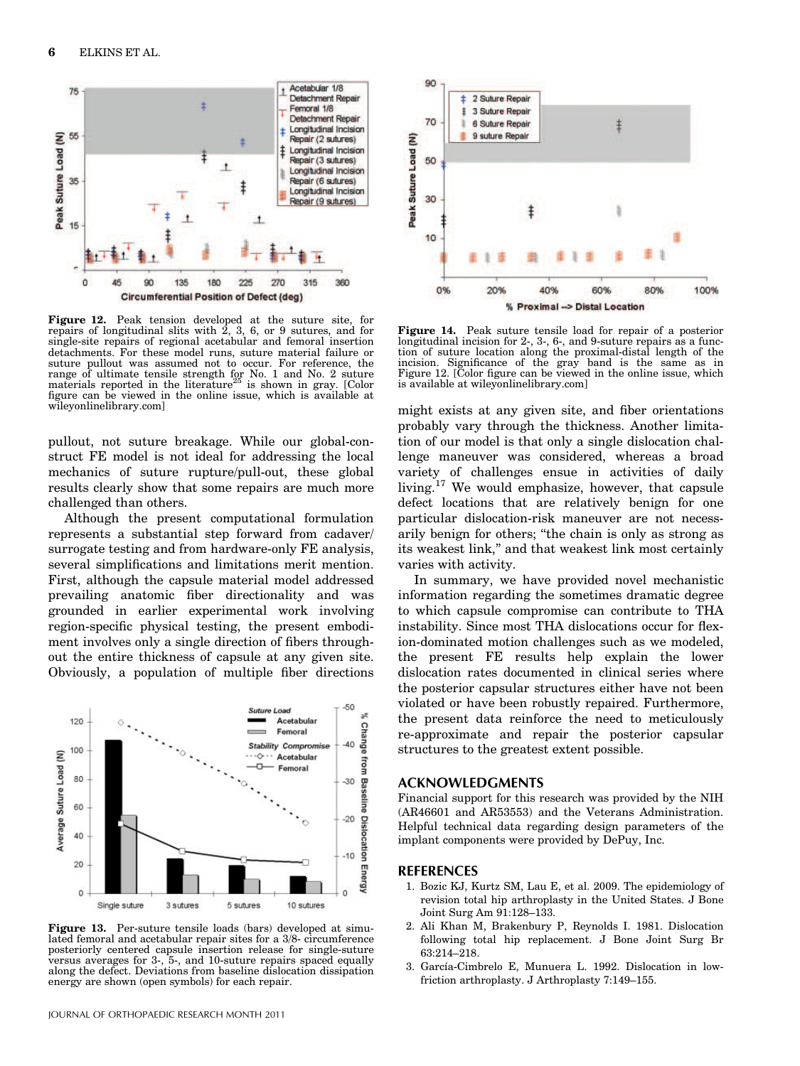Figure 12. Peak tension developed at the suture site, for repairs of longitudinal slits with 2, 3, 6, or 9 sutures, and for single-site repairs of regional acetabular and femoral insertion detachments. For these model runs, suture material failure or suture pullout was assumed not to occur. For reference, the range of ultimate tensile strength for No. 1 and No. 2 suture materials reported in the literature[25] is shown in gray. [Color figure can be viewed in the online issue, which is available at wileyonlinelibrary.com]

pullout, not suture breakage. While our global-construct FE model is not ideal for addressing the local mechanics of suture rupture/pull-out, these global results clearly show that some repairs are much more challenged than others.

Although the present computational formulation represents a substantial step forward from cadaver/surrogate testing and from hardware-only FE analysis, several simplifications and limitations merit mention. First, although the capsule material model addressed prevailing anatomic fiber directionality and was grounded in earlier experimental work involving region-specific physical testing, the present embodiment involves only a single direction of fibers throughout the entire thickness of capsule at any given site. Obviously, a population of multiple fiber directions might exists at any given site, and fiber orientations probably vary through the thickness. Another limitation of our model is that only a single dislocation challenge maneuver was considered, whereas a broad variety of challenges ensue in activities of daily living.[17] We would emphasize, however, that capsule defect locations that are relatively benign for one particular dislocation-risk maneuver are not necessarily benign for others; "the chain is only as strong as its weakest link," and that weakest link most certainly varies with activity.

Figure 13. Per-suture tensile loads (bars) developed at simulated femoral and acetabular repair sites for a 3/8- circumference posteriorly centered capsule insertion release for single-suture versus averages for 3-, 5-, and 10-suture repairs spaced equally along the defect. Deviations from baseline dislocation dissipation energy are shown (open symbols) for each repair.

Figure 14. Peak suture tensile load for repair of a posterior longitudinal incision for 2-, 3-, 6-, and 9-suture repairs as a function of suture location along the proximal-distal length of the incision. Significance of the gray band is the same as in Figure 12. [Color figure can be viewed in the online issue, which is available at wileyonlinelibrary.com]

In summary, we have provided novel mechanistic information regarding the sometimes dramatic degree to which capsule compromise can contribute to THA instability. Since most THA dislocations occur for flexion-dominated motion challenges such as we modeled, the present FE results help explain the lower dislocation rates documented in clinical series where the posterior capsular structures either have not been violated or have been robustly repaired. Furthermore, the present data reinforce the need to meticulously re-approximate and repair the posterior capsular structures to the greatest extent possible.

## ACKNOWLEDGMENTS

Financial support for this research was provided by the NIH (AR46601 and AR53553) and the Veterans Administration. Helpful technical data regarding design parameters of the implant components were provided by DePuy, Inc.

## REFERENCES

1. Bozic KJ, Kurtz SM, Lau E, et al. 2009. The epidemiology of revision total hip arthroplasty in the United States. J Bone Joint Surg Am 91:128–133.
2. Ali Khan M, Brakenbury P, Reynolds I. 1981. Dislocation following total hip replacement. J Bone Joint Surg Br 63:214–218.
3. García-Cimbrelo E, Munuera L. 1992. Dislocation in low-friction arthroplasty. J Arthroplasty 7:149–155.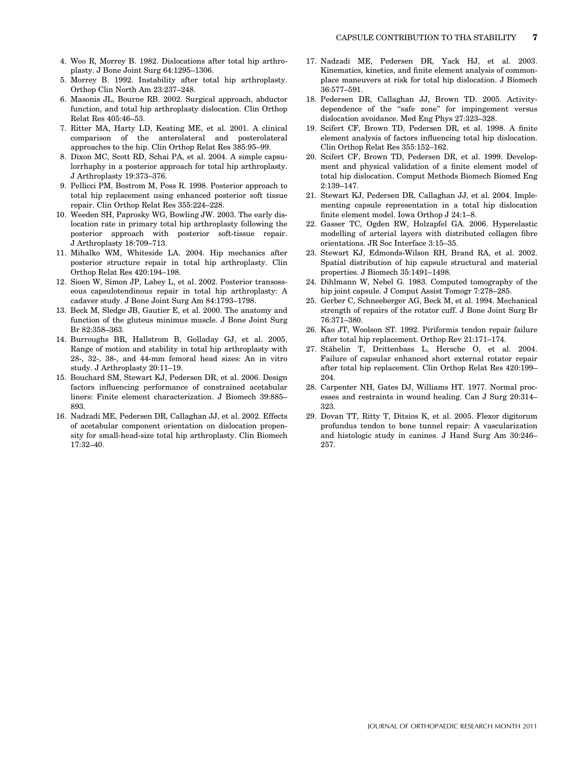4. Woo R, Morrey B. 1982. Dislocations after total hip arthroplasty. J Bone Joint Surg 64:1295–1306.
5. Morrey B. 1992. Instability after total hip arthroplasty. Orthop Clin North Am 23:237–248.
6. Masonis JL, Bourne RB. 2002. Surgical approach, abductor function, and total hip arthroplasty dislocation. Clin Orthop Relat Res 405:46–53.
7. Ritter MA, Harty LD, Keating ME, et al. 2001. A clinical comparison of the anterolateral and posterolateral approaches to the hip. Clin Orthop Relat Res 385:95–99.
8. Dixon MC, Scott RD, Schai PA, et al. 2004. A simple capsulorrhaphy in a posterior approach for total hip arthroplasty. J Arthroplasty 19:373–376.
9. Pellicci PM, Bostrom M, Poss R. 1998. Posterior approach to total hip replacement using enhanced posterior soft tissue repair. Clin Orthop Relat Res 355:224–228.
10. Weeden SH, Paprosky WG, Bowling JW. 2003. The early dislocation rate in primary total hip arthroplasty following the posterior approach with posterior soft-tissue repair. J Arthroplasty 18:709–713.
11. Mihalko WM, Whiteside LA. 2004. Hip mechanics after posterior structure repair in total hip arthroplasty. Clin Orthop Relat Res 420:194–198.
12. Sioen W, Simon JP, Labey L, et al. 2002. Posterior transosseous capsulotendinous repair in total hip arthroplasty: A cadaver study. J Bone Joint Surg Am 84:1793–1798.
13. Beck M, Sledge JB, Gautier E, et al. 2000. The anatomy and function of the gluteus minimus muscle. J Bone Joint Surg Br 82:358–363.
14. Burroughs BR, Hallstrom B, Golladay GJ, et al. 2005. Range of motion and stability in total hip arthroplasty with 28-, 32-, 38-, and 44-mm femoral head sizes: An in vitro study. J Arthroplasty 20:11–19.
15. Bouchard SM, Stewart KJ, Pedersen DR, et al. 2006. Design factors influencing performance of constrained acetabular liners: Finite element characterization. J Biomech 39:885–893.
16. Nadzadi ME, Pedersen DR, Callaghan JJ, et al. 2002. Effects of acetabular component orientation on dislocation propensity for small-head-size total hip arthroplasty. Clin Biomech 17:32–40.
17. Nadzadi ME, Pedersen DR, Yack HJ, et al. 2003. Kinematics, kinetics, and finite element analysis of commonplace maneuvers at risk for total hip dislocation. J Biomech 36:577–591.
18. Pedersen DR, Callaghan JJ, Brown TD. 2005. Activity-dependence of the "safe zone" for impingement versus dislocation avoidance. Med Eng Phys 27:323–328.
19. Scifert CF, Brown TD, Pedersen DR, et al. 1998. A finite element analysis of factors influencing total hip dislocation. Clin Orthop Relat Res 355:152–162.
20. Scifert CF, Brown TD, Pedersen DR, et al. 1999. Development and physical validation of a finite element model of total hip dislocation. Comput Methods Biomech Biomed Eng 2:139–147.
21. Stewart KJ, Pedersen DR, Callaghan JJ, et al. 2004. Implementing capsule representation in a total hip dislocation finite element model. Iowa Orthop J 24:1–8.
22. Gasser TC, Ogden RW, Holzapfel GA. 2006. Hyperelastic modelling of arterial layers with distributed collagen fibre orientations. JR Soc Interface 3:15–35.
23. Stewart KJ, Edmonds-Wilson RH, Brand RA, et al. 2002. Spatial distribution of hip capsule structural and material properties. J Biomech 35:1491–1498.
24. Dihlmann W, Nebel G. 1983. Computed tomography of the hip joint capsule. J Comput Assist Tomogr 7:278–285.
25. Gerber C, Schneeberger AG, Beck M, et al. 1994. Mechanical strength of repairs of the rotator cuff. J Bone Joint Surg Br 76:371–380.
26. Kao JT, Woolson ST. 1992. Piriformis tendon repair failure after total hip replacement. Orthop Rev 21:171–174.
27. Stähelin T, Drittenbass L, Hersche O, et al. 2004. Failure of capsular enhanced short external rotator repair after total hip replacement. Clin Orthop Relat Res 420:199–204.
28. Carpenter NH, Gates DJ, Williams HT. 1977. Normal processes and restraints in wound healing. Can J Surg 20:314–323.
29. Dovan TT, Ritty T, Ditsios K, et al. 2005. Flexor digitorum profundus tendon to bone tunnel repair: A vascularization and histologic study in canines. J Hand Surg Am 30:246–257.